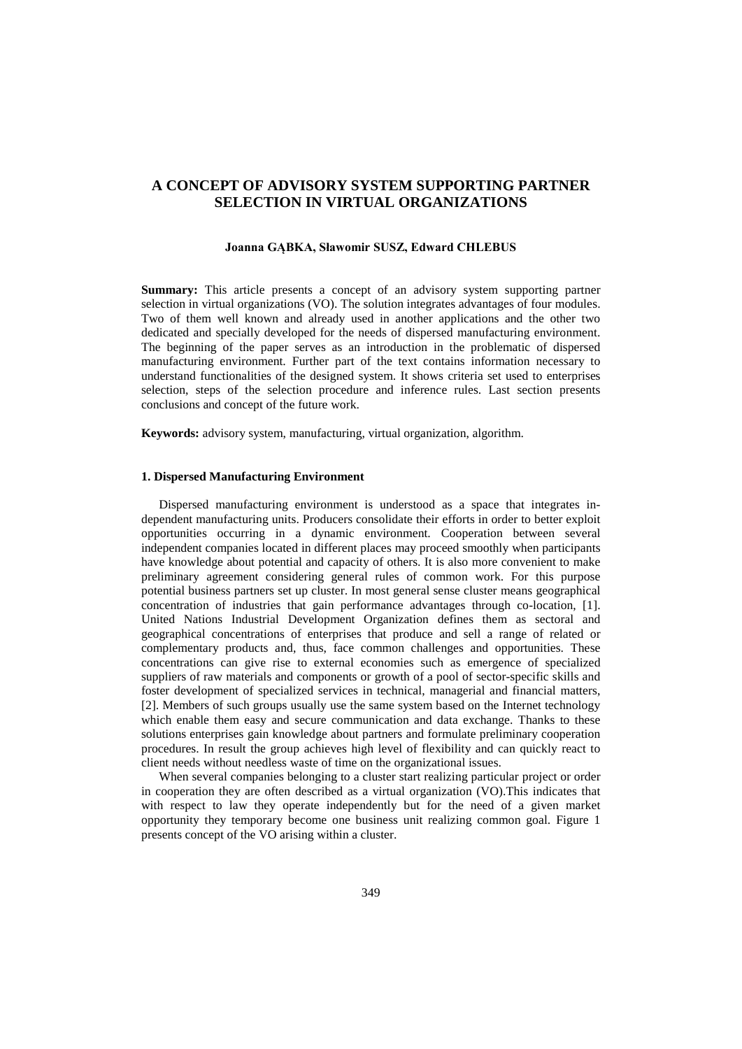# A CONCEPT OF ADVISORY SYSTEM SUPPORTING PARTNER SELECTION IN VIRTUAL ORGANIZATIONS

**Joanna GĄBKA, Sławomir SUSZ, Edward CHLEBUS**

**Summary:** This article presents a concept of an advisory system supporting partner selection in virtual organizations (VO). The solution integrates advantages of four modules. Two of them well known and already used in another applications and the other two dedicated and specially developed for the needs of dispersed manufacturing environment. The beginning of the paper serves as an introduction in the problematic of dispersed manufacturing environment. Further part of the text contains information necessary to understand functionalities of the designed system. It shows criteria set used to enterprises selection, steps of the selection procedure and inference rules. Last section presents conclusions and concept of the future work.

**Keywords:** advisory system, manufacturing, virtual organization, algorithm.

## 1. Dispersed Manufacturing Environment

Dispersed manufacturing environment is understood as a space that integrates in-dependent manufacturing units. Producers consolidate their efforts in order to better exploit opportunities occurring in a dynamic environment. Cooperation between several independent companies located in different places may proceed smoothly when participants have knowledge about potential and capacity of others. It is also more convenient to make preliminary agreement considering general rules of common work. For this purpose potential business partners set up cluster. In most general sense cluster means geographical concentration of industries that gain performance advantages through co-location, [1]. United Nations Industrial Development Organization defines them as sectoral and geographical concentrations of enterprises that produce and sell a range of related or complementary products and, thus, face common challenges and opportunities. These concentrations can give rise to external economies such as emergence of specialized suppliers of raw materials and components or growth of a pool of sector-specific skills and foster development of specialized services in technical, managerial and financial matters, [2]. Members of such groups usually use the same system based on the Internet technology which enable them easy and secure communication and data exchange. Thanks to these solutions enterprises gain knowledge about partners and formulate preliminary cooperation procedures. In result the group achieves high level of flexibility and can quickly react to client needs without needless waste of time on the organizational issues.

When several companies belonging to a cluster start realizing particular project or order in cooperation they are often described as a virtual organization (VO).This indicates that with respect to law they operate independently but for the need of a given market opportunity they temporary become one business unit realizing common goal. Figure 1 presents concept of the VO arising within a cluster.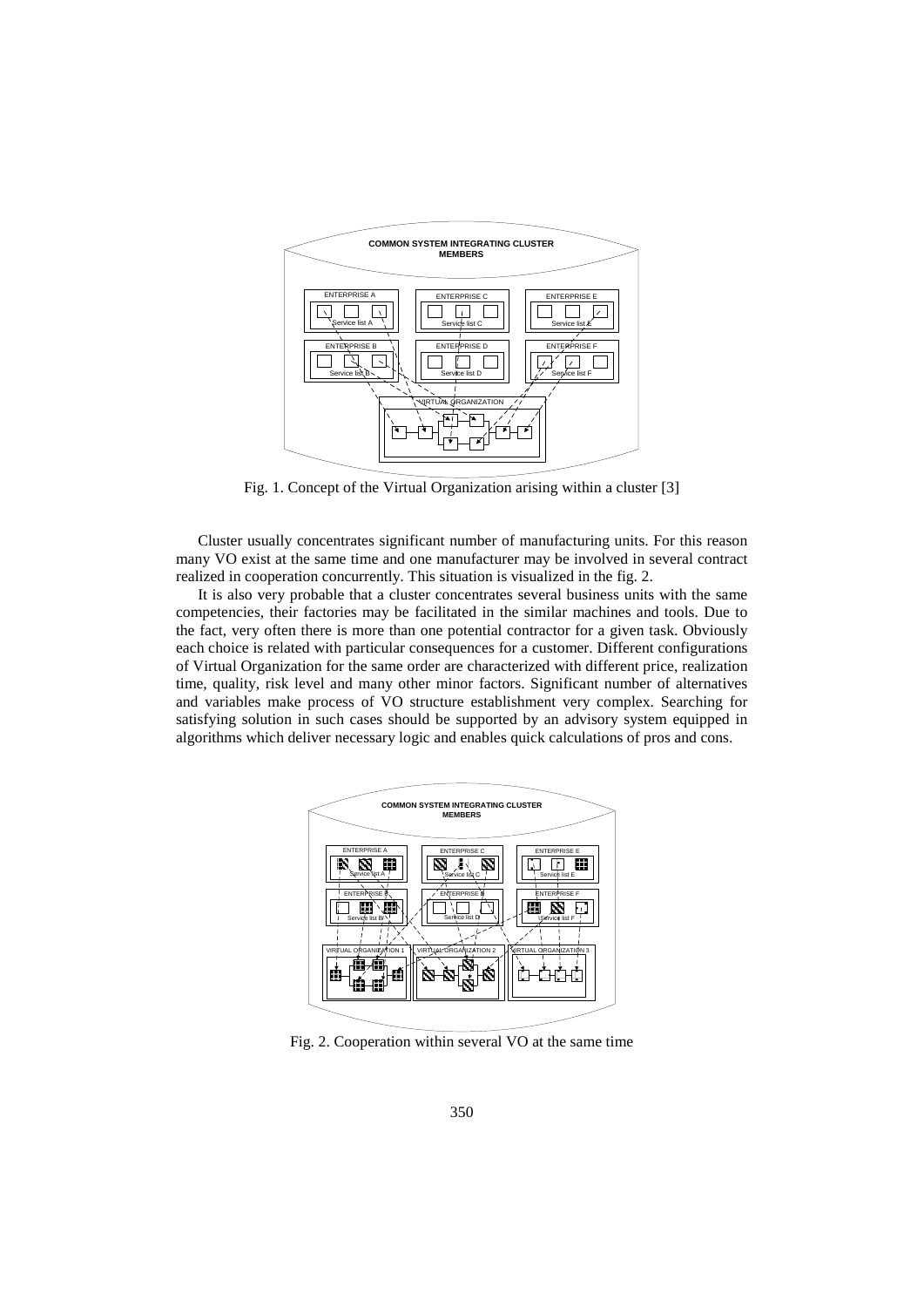Fig. 1. Concept of the Virtual Organization arising within a cluster [3]

Cluster usually concentrates significant number of manufacturing units. For this reason many VO exist at the same time and one manufacturer may be involved in several contract realized in cooperation concurrently. This situation is visualized in the fig. 2.

It is also very probable that a cluster concentrates several business units with the same competencies, their factories may be facilitated in the similar machines and tools. Due to the fact, very often there is more than one potential contractor for a given task. Obviously each choice is related with particular consequences for a customer. Different configurations of Virtual Organization for the same order are characterized with different price, realization time, quality, risk level and many other minor factors. Significant number of alternatives and variables make process of VO structure establishment very complex. Searching for satisfying solution in such cases should be supported by an advisory system equipped in algorithms which deliver necessary logic and enables quick calculations of pros and cons.

Fig. 2. Cooperation within several VO at the same time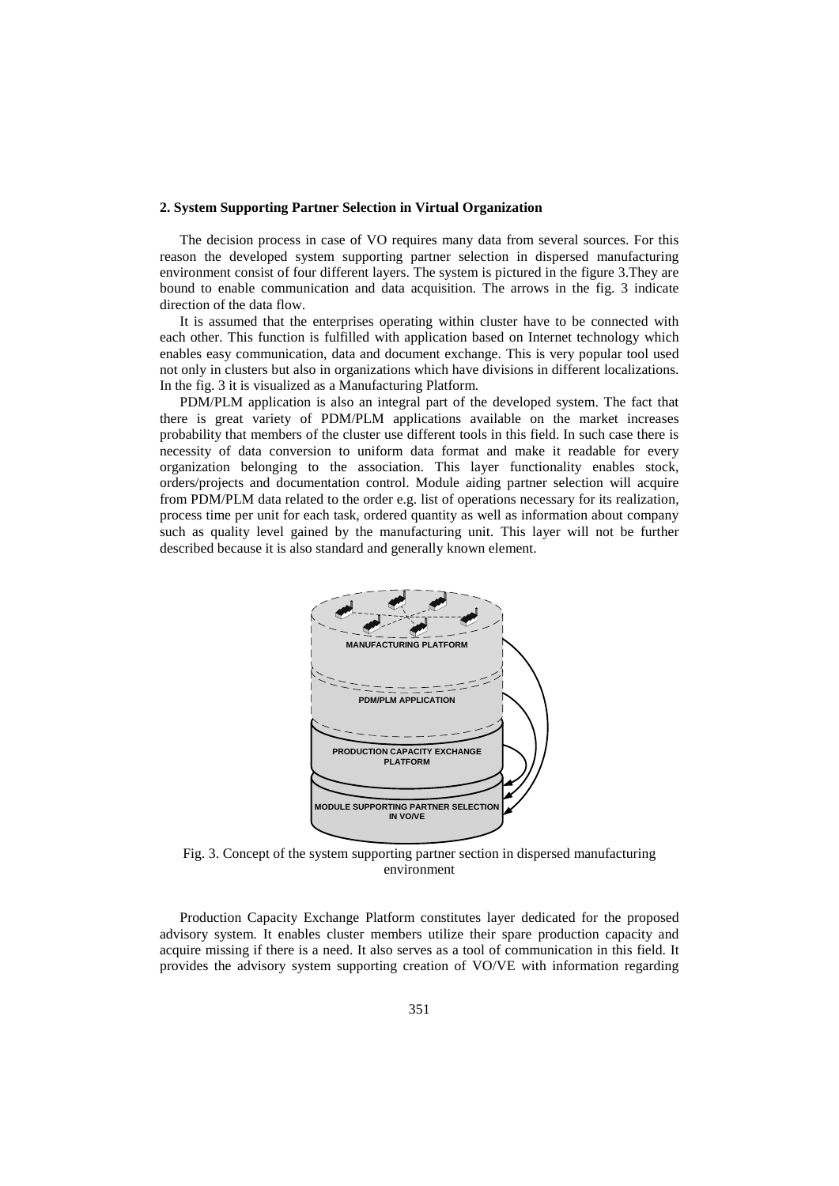## 2. System Supporting Partner Selection in Virtual Organization

The decision process in case of VO requires many data from several sources. For this reason the developed system supporting partner selection in dispersed manufacturing environment consist of four different layers. The system is pictured in the figure 3.They are bound to enable communication and data acquisition. The arrows in the fig. 3 indicate direction of the data flow.

It is assumed that the enterprises operating within cluster have to be connected with each other. This function is fulfilled with application based on Internet technology which enables easy communication, data and document exchange. This is very popular tool used not only in clusters but also in organizations which have divisions in different localizations. In the fig. 3 it is visualized as a Manufacturing Platform.

PDM/PLM application is also an integral part of the developed system. The fact that there is great variety of PDM/PLM applications available on the market increases probability that members of the cluster use different tools in this field. In such case there is necessity of data conversion to uniform data format and make it readable for every organization belonging to the association. This layer functionality enables stock, orders/projects and documentation control. Module aiding partner selection will acquire from PDM/PLM data related to the order e.g. list of operations necessary for its realization, process time per unit for each task, ordered quantity as well as information about company such as quality level gained by the manufacturing unit. This layer will not be further described because it is also standard and generally known element.

MANUFACTURING PLATFORM

PDM/PLM APPLICATION

PRODUCTION CAPACITY EXCHANGE PLATFORM

MODULE SUPPORTING PARTNER SELECTION IN VO/VE

Fig. 3. Concept of the system supporting partner section in dispersed manufacturing environment

Production Capacity Exchange Platform constitutes layer dedicated for the proposed advisory system. It enables cluster members utilize their spare production capacity and acquire missing if there is a need. It also serves as a tool of communication in this field. It provides the advisory system supporting creation of VO/VE with information regarding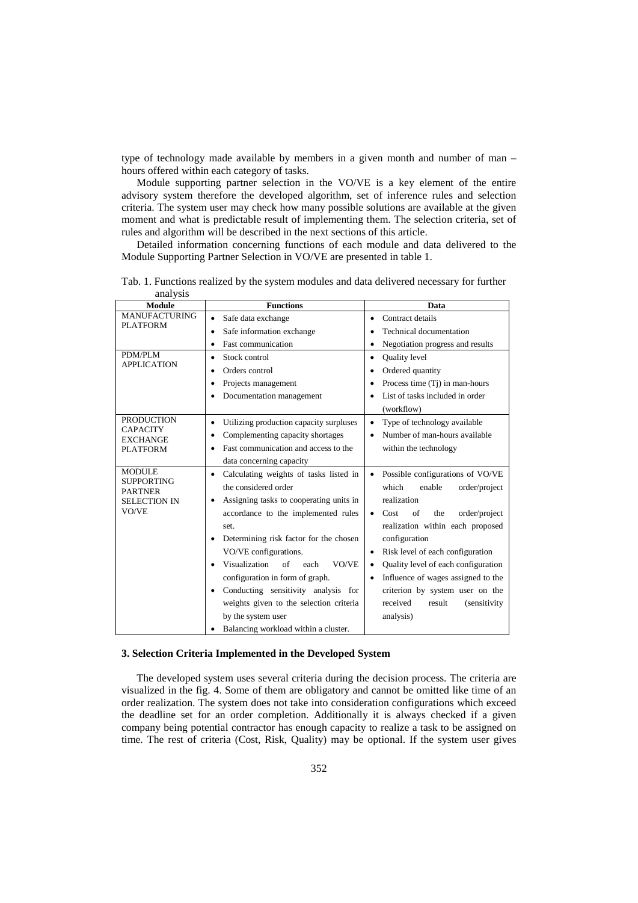type of technology made available by members in a given month and number of man – hours offered within each category of tasks.

Module supporting partner selection in the VO/VE is a key element of the entire advisory system therefore the developed algorithm, set of inference rules and selection criteria. The system user may check how many possible solutions are available at the given moment and what is predictable result of implementing them. The selection criteria, set of rules and algorithm will be described in the next sections of this article.

Detailed information concerning functions of each module and data delivered to the Module Supporting Partner Selection in VO/VE are presented in table 1.

Tab. 1. Functions realized by the system modules and data delivered necessary for further analysis

| Module | Functions | Data |
|---|---|---|
| MANUFACTURING PLATFORM | • Safe data exchange<br>• Safe information exchange<br>• Fast communication | • Contract details<br>• Technical documentation<br>• Negotiation progress and results |
| PDM/PLM APPLICATION | • Stock control<br>• Orders control<br>• Projects management<br>• Documentation management | • Quality level<br>• Ordered quantity<br>• Process time (Tj) in man-hours<br>• List of tasks included in order (workflow) |
| PRODUCTION CAPACITY EXCHANGE PLATFORM | • Utilizing production capacity surpluses<br>• Complementing capacity shortages<br>• Fast communication and access to the data concerning capacity | • Type of technology available<br>• Number of man-hours available within the technology |
| MODULE SUPPORTING PARTNER SELECTION IN VO/VE | • Calculating weights of tasks listed in the considered order<br>• Assigning tasks to cooperating units in accordance to the implemented rules set.<br>• Determining risk factor for the chosen VO/VE configurations.<br>• Visualization of each VO/VE configuration in form of graph.<br>• Conducting sensitivity analysis for weights given to the selection criteria by the system user<br>• Balancing workload within a cluster. | • Possible configurations of VO/VE which enable order/project realization<br>• Cost of the order/project realization within each proposed configuration<br>• Risk level of each configuration<br>• Quality level of each configuration<br>• Influence of wages assigned to the criterion by system user on the received result (sensitivity analysis) |

### 3. Selection Criteria Implemented in the Developed System

The developed system uses several criteria during the decision process. The criteria are visualized in the fig. 4. Some of them are obligatory and cannot be omitted like time of an order realization. The system does not take into consideration configurations which exceed the deadline set for an order completion. Additionally it is always checked if a given company being potential contractor has enough capacity to realize a task to be assigned on time. The rest of criteria (Cost, Risk, Quality) may be optional. If the system user gives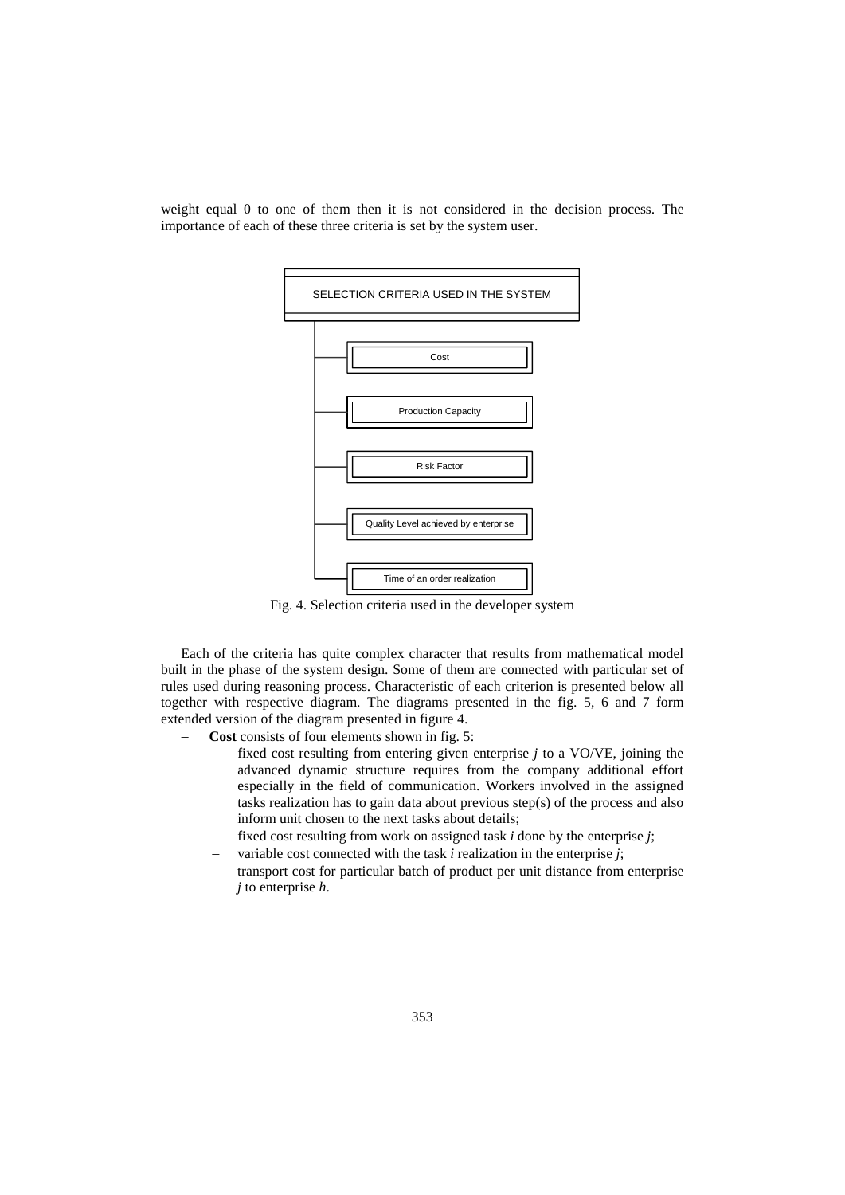weight equal 0 to one of them then it is not considered in the decision process. The importance of each of these three criteria is set by the system user.

SELECTION CRITERIA USED IN THE SYSTEM

- Cost
- Production Capacity
- Risk Factor
- Quality Level achieved by enterprise
- Time of an order realization

Fig. 4. Selection criteria used in the developer system

Each of the criteria has quite complex character that results from mathematical model built in the phase of the system design. Some of them are connected with particular set of rules used during reasoning process. Characteristic of each criterion is presented below all together with respective diagram. The diagrams presented in the fig. 5, 6 and 7 form extended version of the diagram presented in figure 4.

- **Cost** consists of four elements shown in fig. 5:
  - fixed cost resulting from entering given enterprise $j$ to a VO/VE, joining the advanced dynamic structure requires from the company additional effort especially in the field of communication. Workers involved in the assigned tasks realization has to gain data about previous step(s) of the process and also inform unit chosen to the next tasks about details;
  - fixed cost resulting from work on assigned task $i$ done by the enterprise $j$;
  - variable cost connected with the task $i$ realization in the enterprise $j$;
  - transport cost for particular batch of product per unit distance from enterprise $j$ to enterprise $h$.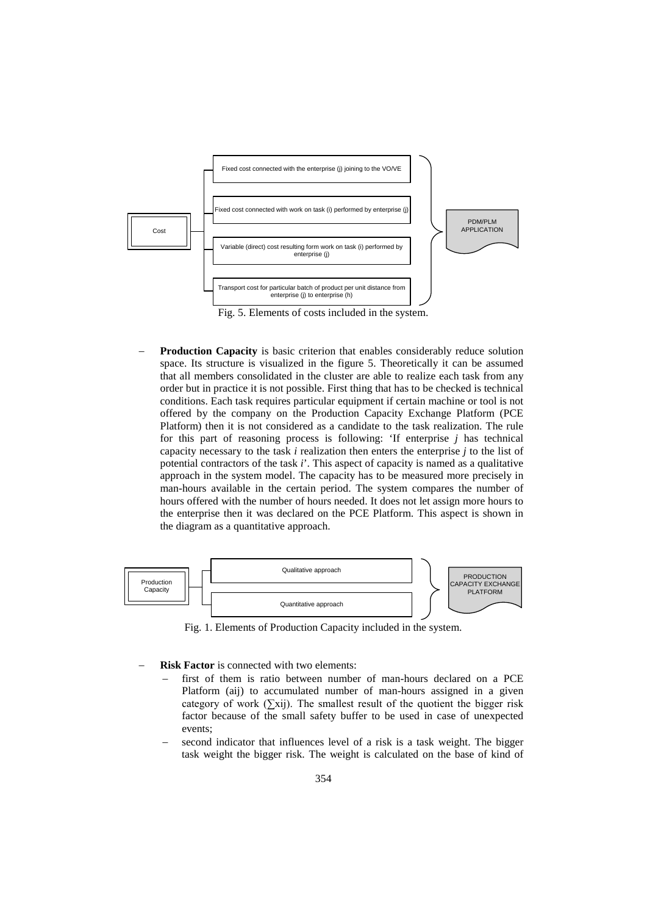Fixed cost connected with the enterprise (j) joining to the VO/VE

Fixed cost connected with work on task (i) performed by enterprise (j)

Variable (direct) cost resulting form work on task (i) performed by enterprise (j)

Transport cost for particular batch of product per unit distance from enterprise (j) to enterprise (h)

Cost

PDM/PLM APPLICATION

Fig. 5. Elements of costs included in the system.

- **Production Capacity** is basic criterion that enables considerably reduce solution space. Its structure is visualized in the figure 5. Theoretically it can be assumed that all members consolidated in the cluster are able to realize each task from any order but in practice it is not possible. First thing that has to be checked is technical conditions. Each task requires particular equipment if certain machine or tool is not offered by the company on the Production Capacity Exchange Platform (PCE Platform) then it is not considered as a candidate to the task realization. The rule for this part of reasoning process is following: 'If enterprise *j* has technical capacity necessary to the task *i* realization then enters the enterprise *j* to the list of potential contractors of the task *i*'. This aspect of capacity is named as a qualitative approach in the system model. The capacity has to be measured more precisely in man-hours available in the certain period. The system compares the number of hours offered with the number of hours needed. It does not let assign more hours to the enterprise then it was declared on the PCE Platform. This aspect is shown in the diagram as a quantitative approach.

Production Capacity

Qualitative approach

Quantitative approach

PRODUCTION CAPACITY EXCHANGE PLATFORM

Fig. 1. Elements of Production Capacity included in the system.

- **Risk Factor** is connected with two elements:
  - first of them is ratio between number of man-hours declared on a PCE Platform ($a_{ij}$) to accumulated number of man-hours assigned in a given category of work ($\sum x_{ij}$). The smallest result of the quotient the bigger risk factor because of the small safety buffer to be used in case of unexpected events;
  - second indicator that influences level of a risk is a task weight. The bigger task weight the bigger risk. The weight is calculated on the base of kind of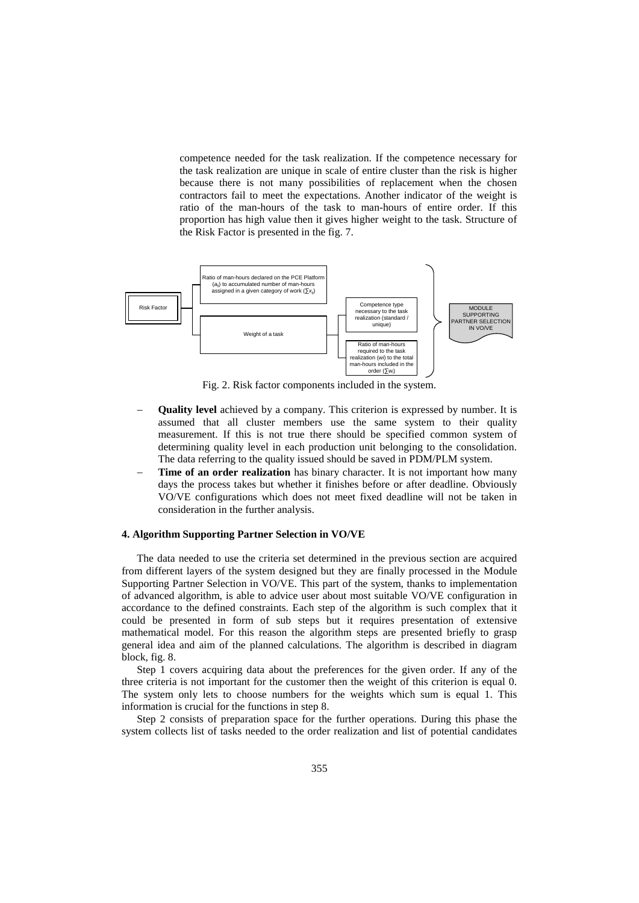competence needed for the task realization. If the competence necessary for the task realization are unique in scale of entire cluster than the risk is higher because there is not many possibilities of replacement when the chosen contractors fail to meet the expectations. Another indicator of the weight is ratio of the man-hours of the task to man-hours of entire order. If this proportion has high value then it gives higher weight to the task. Structure of the Risk Factor is presented in the fig. 7.

Risk Factor
- Ratio of man-hours declared on the PCE Platform ($a_{ij}$) to accumulated number of man-hours assigned in a given category of work ($\sum x_{ij}$)
- Weight of a task
  - Competence type necessary to the task realization (standard / unique)
  - Ratio of man-hours required to the task realization ($w_i$) to the total man-hours included in the order ($\sum w_i$)

→ MODULE SUPPORTING PARTNER SELECTION IN VO/VE

Fig. 2. Risk factor components included in the system.

- **Quality level** achieved by a company. This criterion is expressed by number. It is assumed that all cluster members use the same system to their quality measurement. If this is not true there should be specified common system of determining quality level in each production unit belonging to the consolidation. The data referring to the quality issued should be saved in PDM/PLM system.
- **Time of an order realization** has binary character. It is not important how many days the process takes but whether it finishes before or after deadline. Obviously VO/VE configurations which does not meet fixed deadline will not be taken in consideration in the further analysis.

### 4. Algorithm Supporting Partner Selection in VO/VE

The data needed to use the criteria set determined in the previous section are acquired from different layers of the system designed but they are finally processed in the Module Supporting Partner Selection in VO/VE. This part of the system, thanks to implementation of advanced algorithm, is able to advice user about most suitable VO/VE configuration in accordance to the defined constraints. Each step of the algorithm is such complex that it could be presented in form of sub steps but it requires presentation of extensive mathematical model. For this reason the algorithm steps are presented briefly to grasp general idea and aim of the planned calculations. The algorithm is described in diagram block, fig. 8.

Step 1 covers acquiring data about the preferences for the given order. If any of the three criteria is not important for the customer then the weight of this criterion is equal 0. The system only lets to choose numbers for the weights which sum is equal 1. This information is crucial for the functions in step 8.

Step 2 consists of preparation space for the further operations. During this phase the system collects list of tasks needed to the order realization and list of potential candidates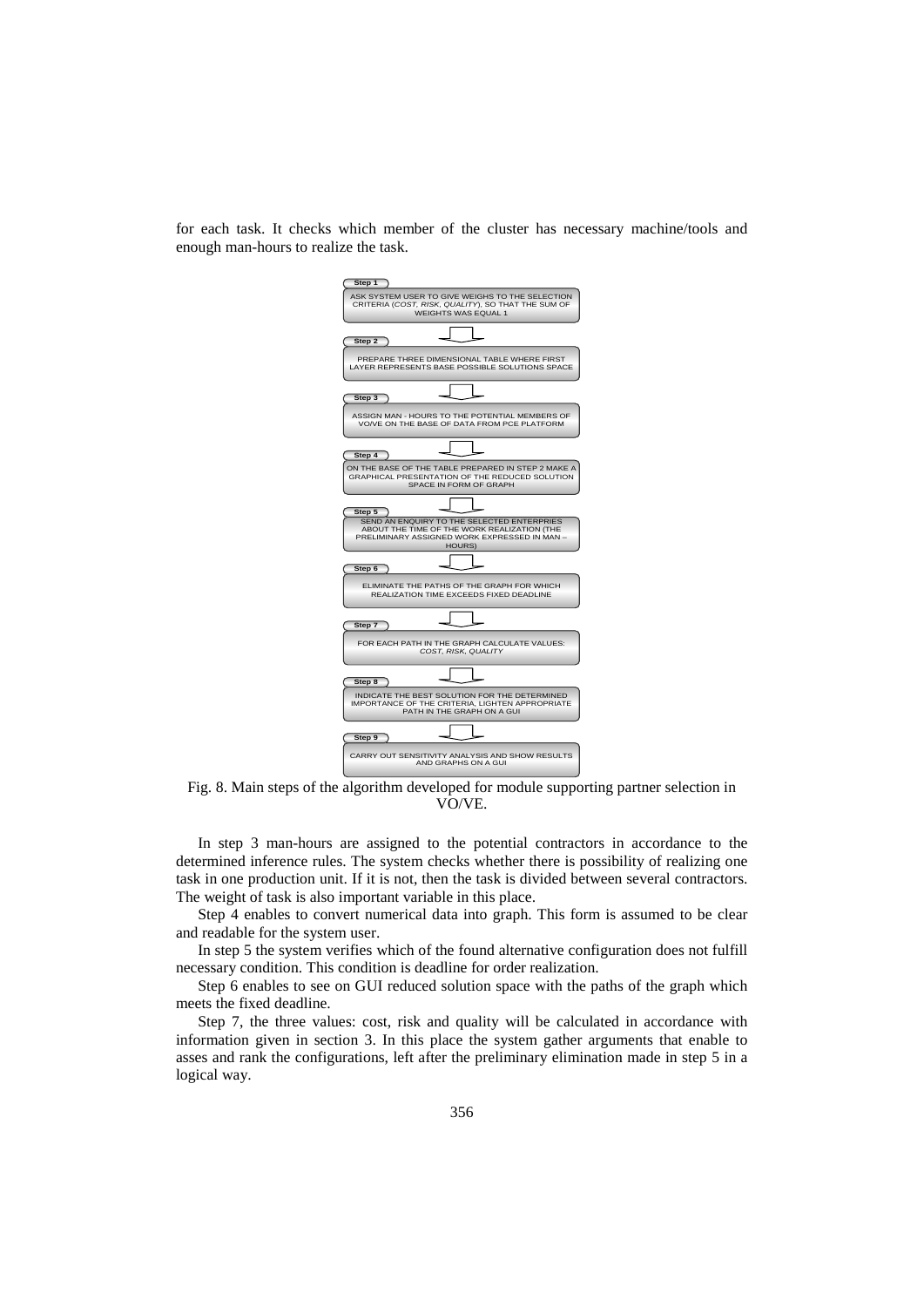for each task. It checks which member of the cluster has necessary machine/tools and enough man-hours to realize the task.

Step 1
ASK SYSTEM USER TO GIVE WEIGHS TO THE SELECTION CRITERIA (*COST, RISK, QUALITY*), SO THAT THE SUM OF WEIGHTS WAS EQUAL 1

Step 2
PREPARE THREE DIMENSIONAL TABLE WHERE FIRST LAYER REPRESENTS BASE POSSIBLE SOLUTIONS SPACE

Step 3
ASSIGN MAN - HOURS TO THE POTENTIAL MEMBERS OF VO/VE ON THE BASE OF DATA FROM PCE PLATFORM

Step 4
ON THE BASE OF THE TABLE PREPARED IN STEP 2 MAKE A GRAPHICAL PRESENTATION OF THE REDUCED SOLUTION SPACE IN FORM OF GRAPH

Step 5
SEND AN ENQUIRY TO THE SELECTED ENTERPRIES ABOUT THE TIME OF THE WORK REALIZATION (THE PRELIMINARY ASSIGNED WORK EXPRESSED IN MAN – HOURS)

Step 6
ELIMINATE THE PATHS OF THE GRAPH FOR WHICH REALIZATION TIME EXCEEDS FIXED DEADLINE

Step 7
FOR EACH PATH IN THE GRAPH CALCULATE VALUES: *COST, RISK, QUALITY*

Step 8
INDICATE THE BEST SOLUTION FOR THE DETERMINED IMPORTANCE OF THE CRITERIA, LIGHTEN APPROPRIATE PATH IN THE GRAPH ON A GUI

Step 9
CARRY OUT SENSITIVITY ANALYSIS AND SHOW RESULTS AND GRAPHS ON A GUI

Fig. 8. Main steps of the algorithm developed for module supporting partner selection in VO/VE.

In step 3 man-hours are assigned to the potential contractors in accordance to the determined inference rules. The system checks whether there is possibility of realizing one task in one production unit. If it is not, then the task is divided between several contractors. The weight of task is also important variable in this place.

Step 4 enables to convert numerical data into graph. This form is assumed to be clear and readable for the system user.

In step 5 the system verifies which of the found alternative configuration does not fulfill necessary condition. This condition is deadline for order realization.

Step 6 enables to see on GUI reduced solution space with the paths of the graph which meets the fixed deadline.

Step 7, the three values: cost, risk and quality will be calculated in accordance with information given in section 3. In this place the system gather arguments that enable to asses and rank the configurations, left after the preliminary elimination made in step 5 in a logical way.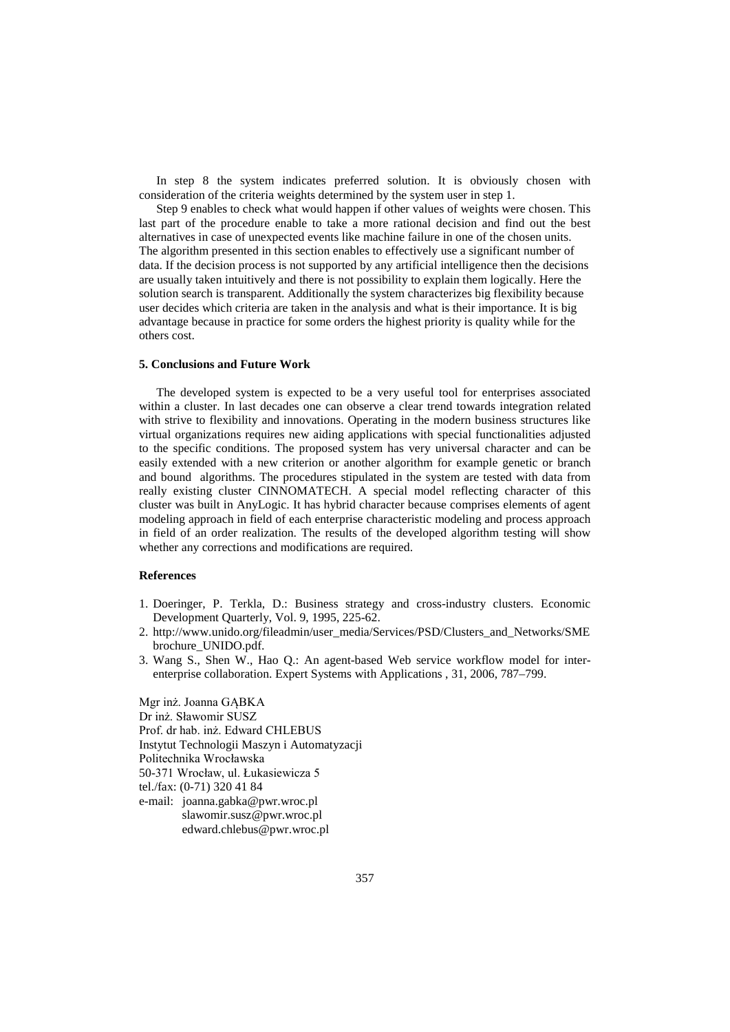In step 8 the system indicates preferred solution. It is obviously chosen with consideration of the criteria weights determined by the system user in step 1.

Step 9 enables to check what would happen if other values of weights were chosen. This last part of the procedure enable to take a more rational decision and find out the best alternatives in case of unexpected events like machine failure in one of the chosen units. The algorithm presented in this section enables to effectively use a significant number of data. If the decision process is not supported by any artificial intelligence then the decisions are usually taken intuitively and there is not possibility to explain them logically. Here the solution search is transparent. Additionally the system characterizes big flexibility because user decides which criteria are taken in the analysis and what is their importance. It is big advantage because in practice for some orders the highest priority is quality while for the others cost.

### 5. Conclusions and Future Work

The developed system is expected to be a very useful tool for enterprises associated within a cluster. In last decades one can observe a clear trend towards integration related with strive to flexibility and innovations. Operating in the modern business structures like virtual organizations requires new aiding applications with special functionalities adjusted to the specific conditions. The proposed system has very universal character and can be easily extended with a new criterion or another algorithm for example genetic or branch and bound algorithms. The procedures stipulated in the system are tested with data from really existing cluster CINNOMATECH. A special model reflecting character of this cluster was built in AnyLogic. It has hybrid character because comprises elements of agent modeling approach in field of each enterprise characteristic modeling and process approach in field of an order realization. The results of the developed algorithm testing will show whether any corrections and modifications are required.

### References

1. Doeringer, P. Terkla, D.: Business strategy and cross-industry clusters. Economic Development Quarterly, Vol. 9, 1995, 225-62.
2. http://www.unido.org/fileadmin/user_media/Services/PSD/Clusters_and_Networks/SME brochure_UNIDO.pdf.
3. Wang S., Shen W., Hao Q.: An agent-based Web service workflow model for inter-enterprise collaboration. Expert Systems with Applications , 31, 2006, 787–799.

Mgr inż. Joanna GĄBKA
Dr inż. Sławomir SUSZ
Prof. dr hab. inż. Edward CHLEBUS
Instytut Technologii Maszyn i Automatyzacji
Politechnika Wrocławska
50-371 Wrocław, ul. Łukasiewicza 5
tel./fax: (0-71) 320 41 84
e-mail: joanna.gabka@pwr.wroc.pl
slawomir.susz@pwr.wroc.pl
edward.chlebus@pwr.wroc.pl